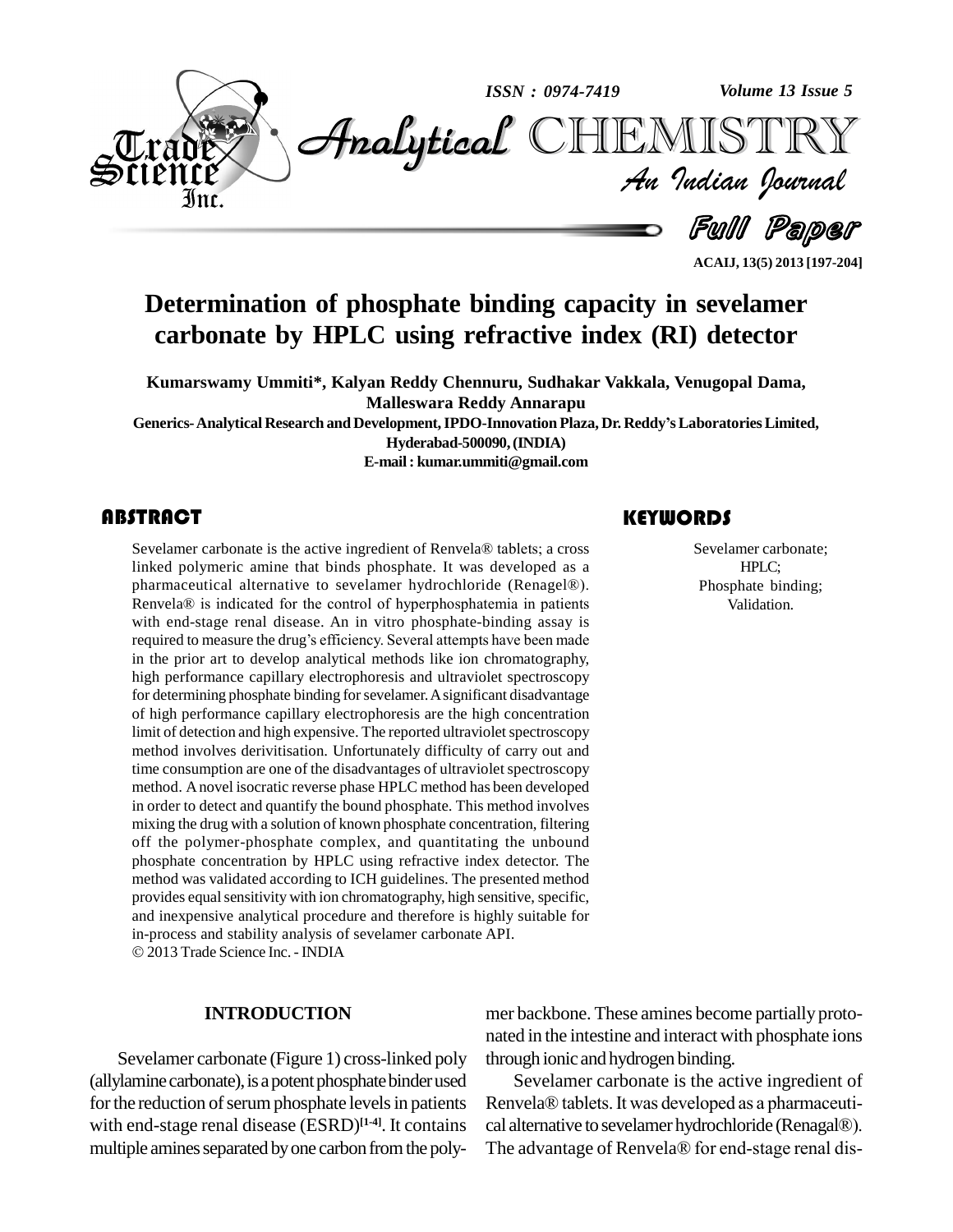# Determination of phosphate binding capacity in sevelamer carbonate by HPLC using refractive index (RI) detector

**Kumarswamy Ummiti\*, Kalyan Reddy Chennuru, Sudhakar Vakkala, Venugopal Dama, Malleswara Reddy Annarapu**

**Generics-Analytical Research and Development, IPDO-Innovation Plaza, Dr. Reddy's Laboratories Limited, Hyderabad-500090, (INDIA)**

**E-mail : kumar.ummiti@gmail.com**

## ABSTRACT

Sevelamer carbonate is the active ingredient of Renvela® tablets; a cross linked polymeric amine that binds phosphate. It was developed as a pharmaceutical alternative to sevelamer hydrochloride (Renagel®). Renvela® is indicated for the control of hyperphosphatemia in patients with end-stage renal disease. An in vitro phosphate-binding assay is required to measure the drug's efficiency. Several attempts have been made in the prior art to develop analytical methods like ion chromatography, high performance capillary electrophoresis and ultraviolet spectroscopy for determining phosphate binding for sevelamer. A significant disadvantage of high performance capillary electrophoresis are the high concentration limit of detection and high expensive. The reported ultraviolet spectroscopy method involves derivitisation. Unfortunately difficulty of carry out and time consumption are one of the disadvantages of ultraviolet spectroscopy method. A novel isocratic reverse phase HPLC method has been developed in order to detect and quantify the bound phosphate. This method involves mixing the drug with a solution of known phosphate concentration, filtering off the polymer-phosphate complex, and quantitating the unbound phosphate concentration by HPLC using refractive index detector. The method was validated according to ICH guidelines. The presented method provides equal sensitivity with ion chromatography, high sensitive, specific, and inexpensive analytical procedure and therefore is highly suitable for in-process and stability analysis of sevelamer carbonate API.

© 2013 Trade Science Inc. - INDIA

## KEYWORDS

Sevelamer carbonate;
HPLC;
Phosphate binding;
Validation.

## INTRODUCTION

Sevelamer carbonate (Figure 1) cross-linked poly (allylamine carbonate), is a potent phosphate binder used for the reduction of serum phosphate levels in patients with end-stage renal disease (ESRD)[1-4]. It contains multiple amines separated by one carbon from the polymer backbone. These amines become partially protonated in the intestine and interact with phosphate ions through ionic and hydrogen binding.

Sevelamer carbonate is the active ingredient of Renvela® tablets. It was developed as a pharmaceutical alternative to sevelamer hydrochloride (Renagal®). The advantage of Renvela® for end-stage renal dis-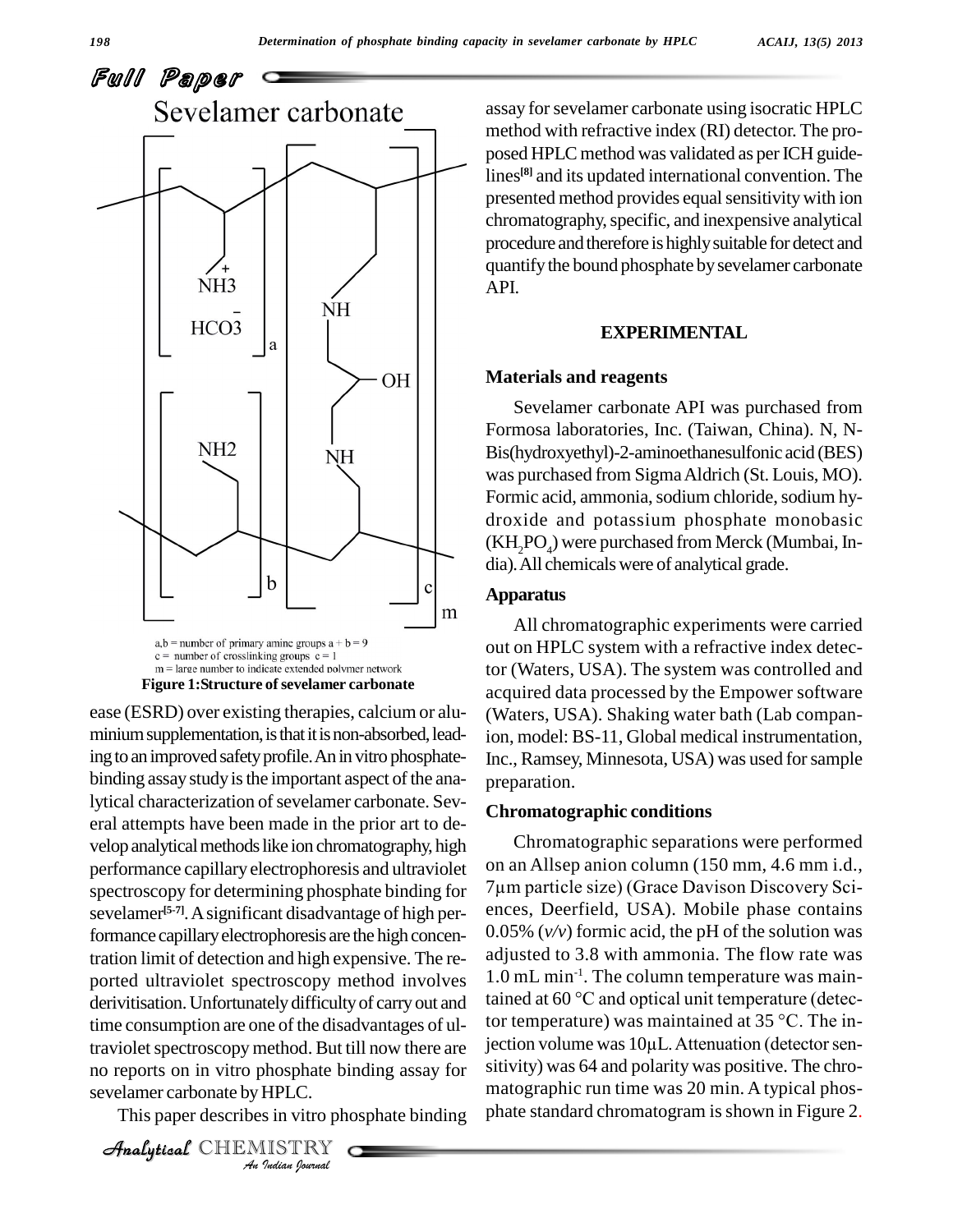Sevelamer carbonate

a,b = number of primary amine groups a + b = 9
c = number of crosslinking groups c = 1
m = large number to indicate extended polymer network

**Figure 1:Structure of sevelamer carbonate**

ease (ESRD) over existing therapies, calcium or aluminium supplementation, is that it is non-absorbed, leading to an improved safety profile. An in vitro phosphate-binding assay study is the important aspect of the analytical characterization of sevelamer carbonate. Several attempts have been made in the prior art to develop analytical methods like ion chromatography, high performance capillary electrophoresis and ultraviolet spectroscopy for determining phosphate binding for sevelamer[5-7]. A significant disadvantage of high performance capillary electrophoresis are the high concentration limit of detection and high expensive. The reported ultraviolet spectroscopy method involves derivitisation. Unfortunately difficulty of carry out and time consumption are one of the disadvantages of ultraviolet spectroscopy method. But till now there are no reports on in vitro phosphate binding assay for sevelamer carbonate by HPLC.

This paper describes in vitro phosphate binding assay for sevelamer carbonate using isocratic HPLC method with refractive index (RI) detector. The proposed HPLC method was validated as per ICH guidelines[8] and its updated international convention. The presented method provides equal sensitivity with ion chromatography, specific, and inexpensive analytical procedure and therefore is highly suitable for detect and quantify the bound phosphate by sevelamer carbonate API.

## EXPERIMENTAL

### Materials and reagents

Sevelamer carbonate API was purchased from Formosa laboratories, Inc. (Taiwan, China). N, N-Bis(hydroxyethyl)-2-aminoethanesulfonic acid (BES) was purchased from Sigma Aldrich (St. Louis, MO). Formic acid, ammonia, sodium chloride, sodium hydroxide and potassium phosphate monobasic ($KH_2PO_4$) were purchased from Merck (Mumbai, India). All chemicals were of analytical grade.

### Apparatus

All chromatographic experiments were carried out on HPLC system with a refractive index detector (Waters, USA). The system was controlled and acquired data processed by the Empower software (Waters, USA). Shaking water bath (Lab companion, model: BS-11, Global medical instrumentation, Inc., Ramsey, Minnesota, USA) was used for sample preparation.

### Chromatographic conditions

Chromatographic separations were performed on an Allsep anion column (150 mm, 4.6 mm i.d., 7µm particle size) (Grace Davison Discovery Sciences, Deerfield, USA). Mobile phase contains 0.05% (*v/v*) formic acid, the pH of the solution was adjusted to 3.8 with ammonia. The flow rate was 1.0 mL $min^{-1}$. The column temperature was maintained at 60 °C and optical unit temperature (detector temperature) was maintained at 35 °C. The injection volume was 10µL. Attenuation (detector sensitivity) was 64 and polarity was positive. The chromatographic run time was 20 min. A typical phosphate standard chromatogram is shown in Figure 2.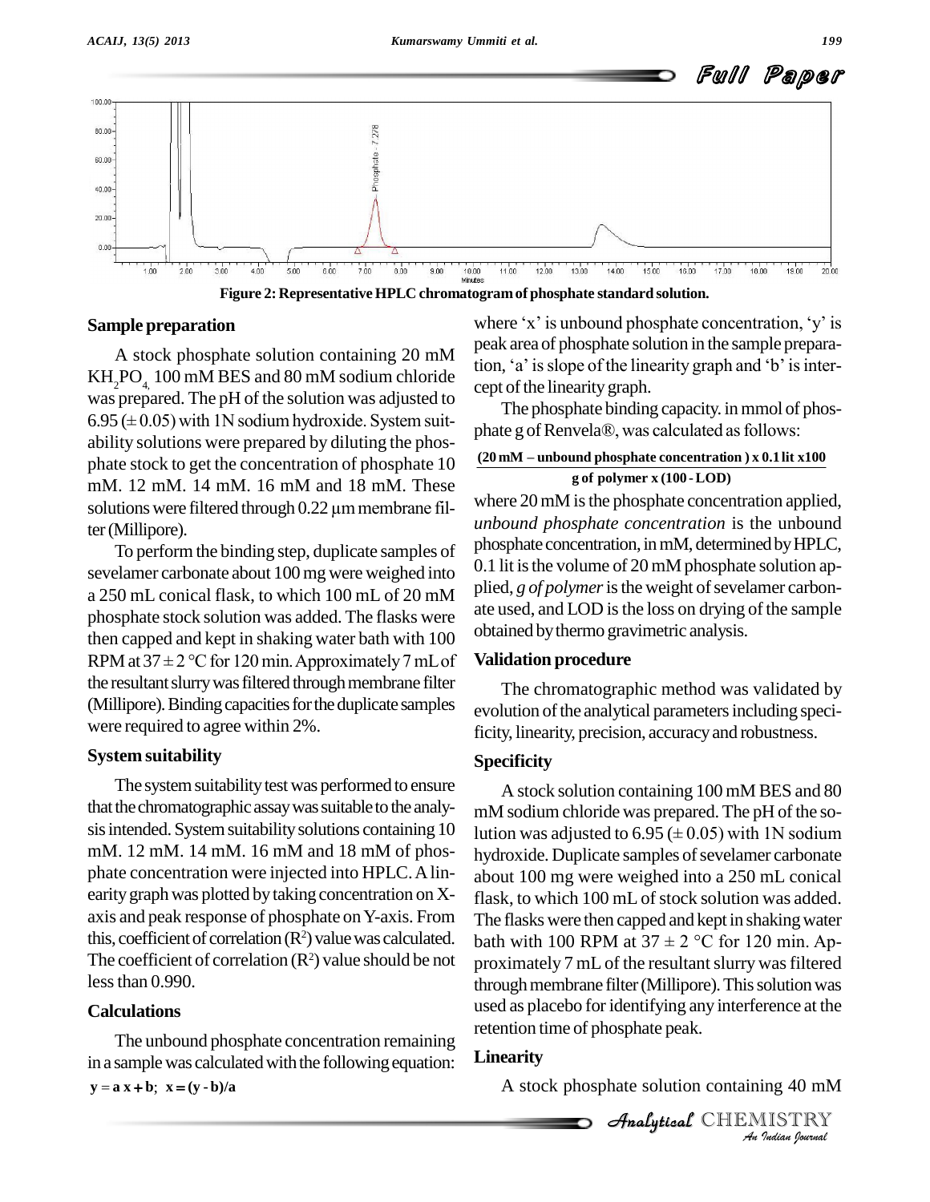Figure 2: Representative HPLC chromatogram of phosphate standard solution.

### Sample preparation

A stock phosphate solution containing 20 mM $KH_2PO_4$, 100 mM BES and 80 mM sodium chloride was prepared. The pH of the solution was adjusted to 6.95 (± 0.05) with 1N sodium hydroxide. System suitability solutions were prepared by diluting the phosphate stock to get the concentration of phosphate 10 mM. 12 mM. 14 mM. 16 mM and 18 mM. These solutions were filtered through 0.22 µm membrane filter (Millipore).

To perform the binding step, duplicate samples of sevelamer carbonate about 100 mg were weighed into a 250 mL conical flask, to which 100 mL of 20 mM phosphate stock solution was added. The flasks were then capped and kept in shaking water bath with 100 RPM at 37 ± 2 °C for 120 min. Approximately 7 mL of the resultant slurry was filtered through membrane filter (Millipore). Binding capacities for the duplicate samples were required to agree within 2%.

### System suitability

The system suitability test was performed to ensure that the chromatographic assay was suitable to the analysis intended. System suitability solutions containing 10 mM. 12 mM. 14 mM. 16 mM and 18 mM of phosphate concentration were injected into HPLC. A linearity graph was plotted by taking concentration on X-axis and peak response of phosphate on Y-axis. From this, coefficient of correlation ($R^2$) value was calculated. The coefficient of correlation ($R^2$) value should be not less than 0.990.

### Calculations

The unbound phosphate concentration remaining in a sample was calculated with the following equation:

$$\mathbf{y = a\,x + b;\ \ x = (y - b)/a}$$

where 'x' is unbound phosphate concentration, 'y' is peak area of phosphate solution in the sample preparation, 'a' is slope of the linearity graph and 'b' is intercept of the linearity graph.

The phosphate binding capacity. in mmol of phosphate g of Renvela®, was calculated as follows:

$$\frac{\mathbf{(20\,mM - unbound\ phosphate\ concentration\,)\,x\,0.1\,lit\,x100}}{\mathbf{g\ of\ polymer\ x\,(100 - LOD)}}$$

where 20 mM is the phosphate concentration applied, *unbound phosphate concentration* is the unbound phosphate concentration, in mM, determined by HPLC, 0.1 lit is the volume of 20 mM phosphate solution applied, *g of polymer* is the weight of sevelamer carbonate used, and LOD is the loss on drying of the sample obtained by thermo gravimetric analysis.

### Validation procedure

The chromatographic method was validated by evolution of the analytical parameters including specificity, linearity, precision, accuracy and robustness.

### Specificity

A stock solution containing 100 mM BES and 80 mM sodium chloride was prepared. The pH of the solution was adjusted to 6.95 (± 0.05) with 1N sodium hydroxide. Duplicate samples of sevelamer carbonate about 100 mg were weighed into a 250 mL conical flask, to which 100 mL of stock solution was added. The flasks were then capped and kept in shaking water bath with 100 RPM at 37 ± 2 °C for 120 min. Approximately 7 mL of the resultant slurry was filtered through membrane filter (Millipore). This solution was used as placebo for identifying any interference at the retention time of phosphate peak.

### Linearity

A stock phosphate solution containing 40 mM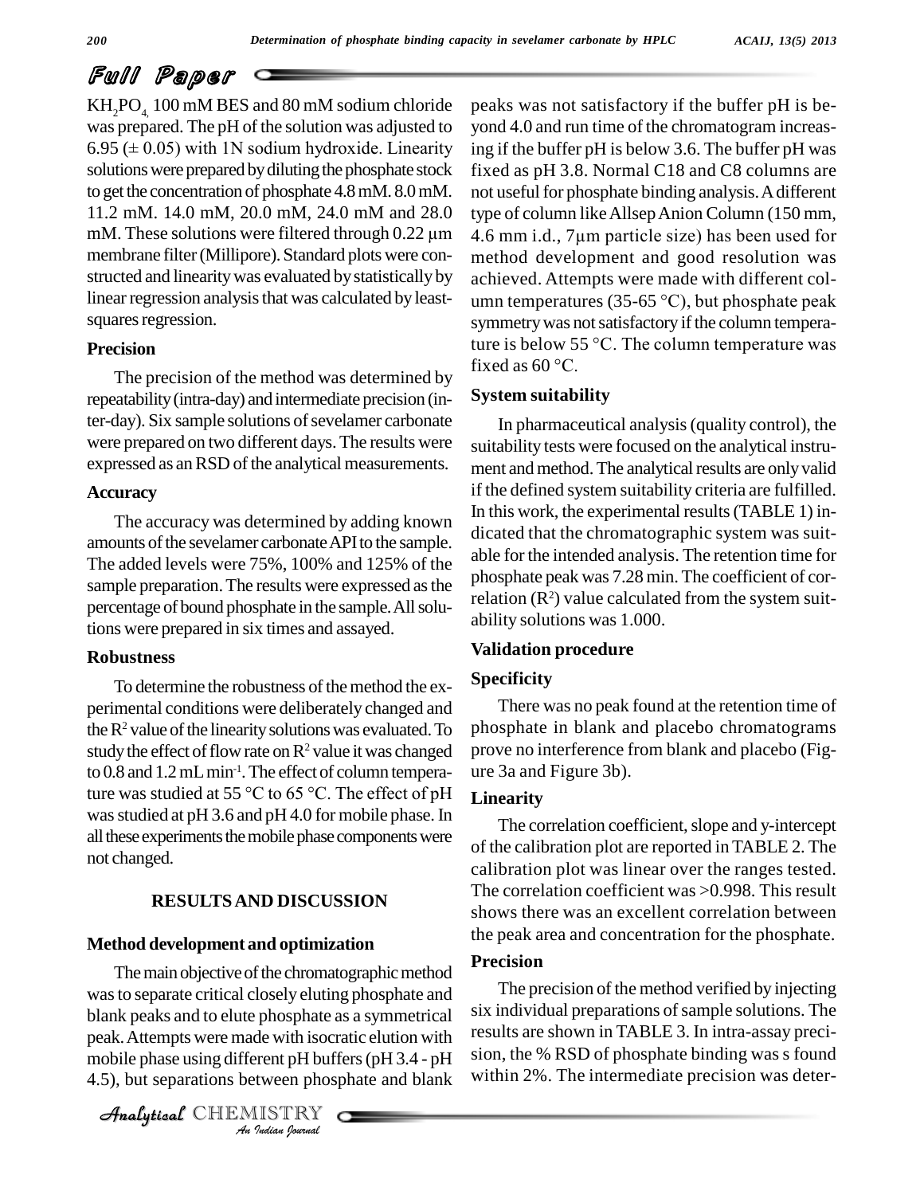$KH_2PO_4$, 100 mM BES and 80 mM sodium chloride was prepared. The pH of the solution was adjusted to 6.95 (± 0.05) with 1N sodium hydroxide. Linearity solutions were prepared by diluting the phosphate stock to get the concentration of phosphate 4.8 mM. 8.0 mM. 11.2 mM. 14.0 mM, 20.0 mM, 24.0 mM and 28.0 mM. These solutions were filtered through 0.22 µm membrane filter (Millipore). Standard plots were constructed and linearity was evaluated by statistically by linear regression analysis that was calculated by least-squares regression.

### Precision

The precision of the method was determined by repeatability (intra-day) and intermediate precision (inter-day). Six sample solutions of sevelamer carbonate were prepared on two different days. The results were expressed as an RSD of the analytical measurements.

### Accuracy

The accuracy was determined by adding known amounts of the sevelamer carbonate API to the sample. The added levels were 75%, 100% and 125% of the sample preparation. The results were expressed as the percentage of bound phosphate in the sample. All solutions were prepared in six times and assayed.

### Robustness

To determine the robustness of the method the experimental conditions were deliberately changed and the $R^2$ value of the linearity solutions was evaluated. To study the effect of flow rate on $R^2$ value it was changed to 0.8 and 1.2 mL $min^{-1}$. The effect of column temperature was studied at 55 °C to 65 °C. The effect of pH was studied at pH 3.6 and pH 4.0 for mobile phase. In all these experiments the mobile phase components were not changed.

## RESULTS AND DISCUSSION

### Method development and optimization

The main objective of the chromatographic method was to separate critical closely eluting phosphate and blank peaks and to elute phosphate as a symmetrical peak. Attempts were made with isocratic elution with mobile phase using different pH buffers (pH 3.4 - pH 4.5), but separations between phosphate and blank peaks was not satisfactory if the buffer pH is beyond 4.0 and run time of the chromatogram increasing if the buffer pH is below 3.6. The buffer pH was fixed as pH 3.8. Normal C18 and C8 columns are not useful for phosphate binding analysis. A different type of column like Allsep Anion Column (150 mm, 4.6 mm i.d., 7µm particle size) has been used for method development and good resolution was achieved. Attempts were made with different column temperatures (35-65 °C), but phosphate peak symmetry was not satisfactory if the column temperature is below 55 °C. The column temperature was fixed as 60 °C.

### System suitability

In pharmaceutical analysis (quality control), the suitability tests were focused on the analytical instrument and method. The analytical results are only valid if the defined system suitability criteria are fulfilled. In this work, the experimental results (TABLE 1) indicated that the chromatographic system was suitable for the intended analysis. The retention time for phosphate peak was 7.28 min. The coefficient of correlation ($R^2$) value calculated from the system suitability solutions was 1.000.

### Validation procedure

#### Specificity

There was no peak found at the retention time of phosphate in blank and placebo chromatograms prove no interference from blank and placebo (Figure 3a and Figure 3b).

#### Linearity

The correlation coefficient, slope and y-intercept of the calibration plot are reported in TABLE 2. The calibration plot was linear over the ranges tested. The correlation coefficient was >0.998. This result shows there was an excellent correlation between the peak area and concentration for the phosphate.

#### Precision

The precision of the method verified by injecting six individual preparations of sample solutions. The results are shown in TABLE 3. In intra-assay precision, the % RSD of phosphate binding was s found within 2%. The intermediate precision was deter-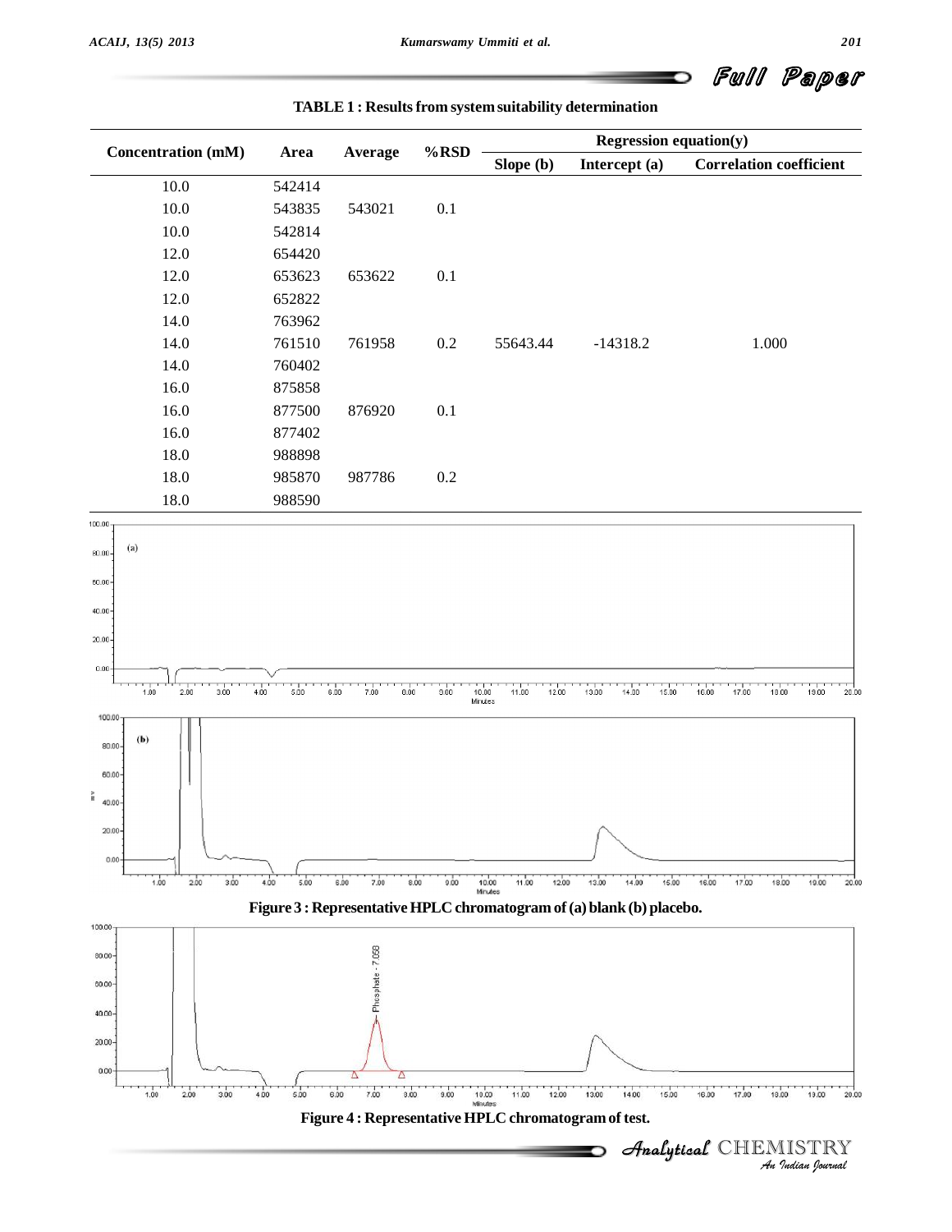**TABLE 1 : Results from system suitability determination**

| Concentration (mM) | Area | Average | %RSD | Regression equation(y) | | |
|---|---|---|---|---|---|---|
| | | | | Slope (b) | Intercept (a) | Correlation coefficient |
| 10.0 | 542414 | | | | | |
| 10.0 | 543835 | 543021 | 0.1 | | | |
| 10.0 | 542814 | | | | | |
| 12.0 | 654420 | | | | | |
| 12.0 | 653623 | 653622 | 0.1 | | | |
| 12.0 | 652822 | | | | | |
| 14.0 | 763962 | | | | | |
| 14.0 | 761510 | 761958 | 0.2 | 55643.44 | -14318.2 | 1.000 |
| 14.0 | 760402 | | | | | |
| 16.0 | 875858 | | | | | |
| 16.0 | 877500 | 876920 | 0.1 | | | |
| 16.0 | 877402 | | | | | |
| 18.0 | 988898 | | | | | |
| 18.0 | 985870 | 987786 | 0.2 | | | |
| 18.0 | 988590 | | | | | |

**Figure 3 : Representative HPLC chromatogram of (a) blank (b) placebo.**

**Figure 4 : Representative HPLC chromatogram of test.**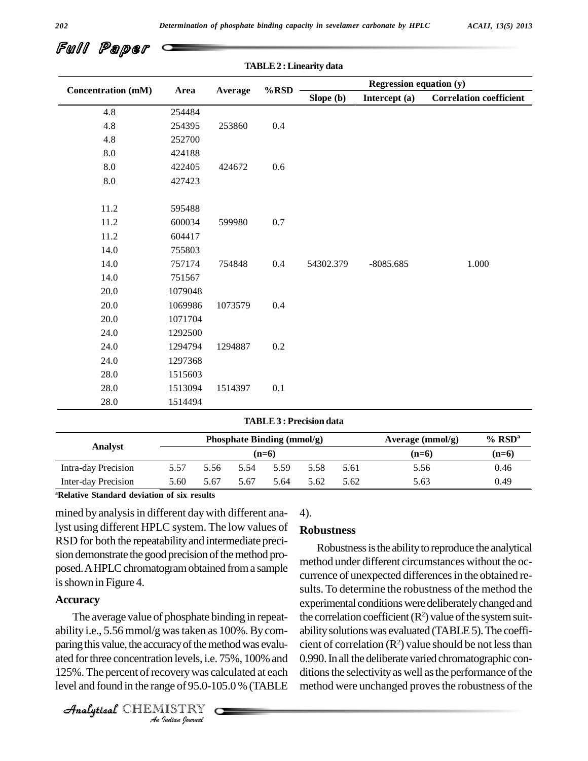**TABLE 2 : Linearity data**

| Concentration (mM) | Area | Average | %RSD | Regression equation (y) | | |
|---|---|---|---|---|---|---|
| | | | | Slope (b) | Intercept (a) | Correlation coefficient |
| 4.8 | 254484 | | | | | |
| 4.8 | 254395 | 253860 | 0.4 | | | |
| 4.8 | 252700 | | | | | |
| 8.0 | 424188 | | | | | |
| 8.0 | 422405 | 424672 | 0.6 | | | |
| 8.0 | 427423 | | | | | |
| 11.2 | 595488 | | | | | |
| 11.2 | 600034 | 599980 | 0.7 | | | |
| 11.2 | 604417 | | | | | |
| 14.0 | 755803 | | | | | |
| 14.0 | 757174 | 754848 | 0.4 | 54302.379 | -8085.685 | 1.000 |
| 14.0 | 751567 | | | | | |
| 20.0 | 1079048 | | | | | |
| 20.0 | 1069986 | 1073579 | 0.4 | | | |
| 20.0 | 1071704 | | | | | |
| 24.0 | 1292500 | | | | | |
| 24.0 | 1294794 | 1294887 | 0.2 | | | |
| 24.0 | 1297368 | | | | | |
| 28.0 | 1515603 | | | | | |
| 28.0 | 1513094 | 1514397 | 0.1 | | | |
| 28.0 | 1514494 | | | | | |

**TABLE 3 : Precision data**

| Analyst | Phosphate Binding (mmol/g) (n=6) | | | | | | Average (mmol/g) (n=6) | % RSD[a] (n=6) |
|---|---|---|---|---|---|---|---|---|
| Intra-day Precision | 5.57 | 5.56 | 5.54 | 5.59 | 5.58 | 5.61 | 5.56 | 0.46 |
| Inter-day Precision | 5.60 | 5.67 | 5.67 | 5.64 | 5.62 | 5.62 | 5.63 | 0.49 |

[a]**Relative Standard deviation of six results**

mined by analysis in different day with different analyst using different HPLC system. The low values of RSD for both the repeatability and intermediate precision demonstrate the good precision of the method proposed. A HPLC chromatogram obtained from a sample is shown in Figure 4.

### Accuracy

The average value of phosphate binding in repeatability i.e., 5.56 mmol/g was taken as 100%. By comparing this value, the accuracy of the method was evaluated for three concentration levels, i.e. 75%, 100% and 125%. The percent of recovery was calculated at each level and found in the range of 95.0-105.0 % (TABLE 4).

### Robustness

Robustness is the ability to reproduce the analytical method under different circumstances without the occurrence of unexpected differences in the obtained results. To determine the robustness of the method the experimental conditions were deliberately changed and the correlation coefficient ($R^2$) value of the system suitability solutions was evaluated (TABLE 5). The coefficient of correlation ($R^2$) value should be not less than 0.990. In all the deliberate varied chromatographic conditions the selectivity as well as the performance of the method were unchanged proves the robustness of the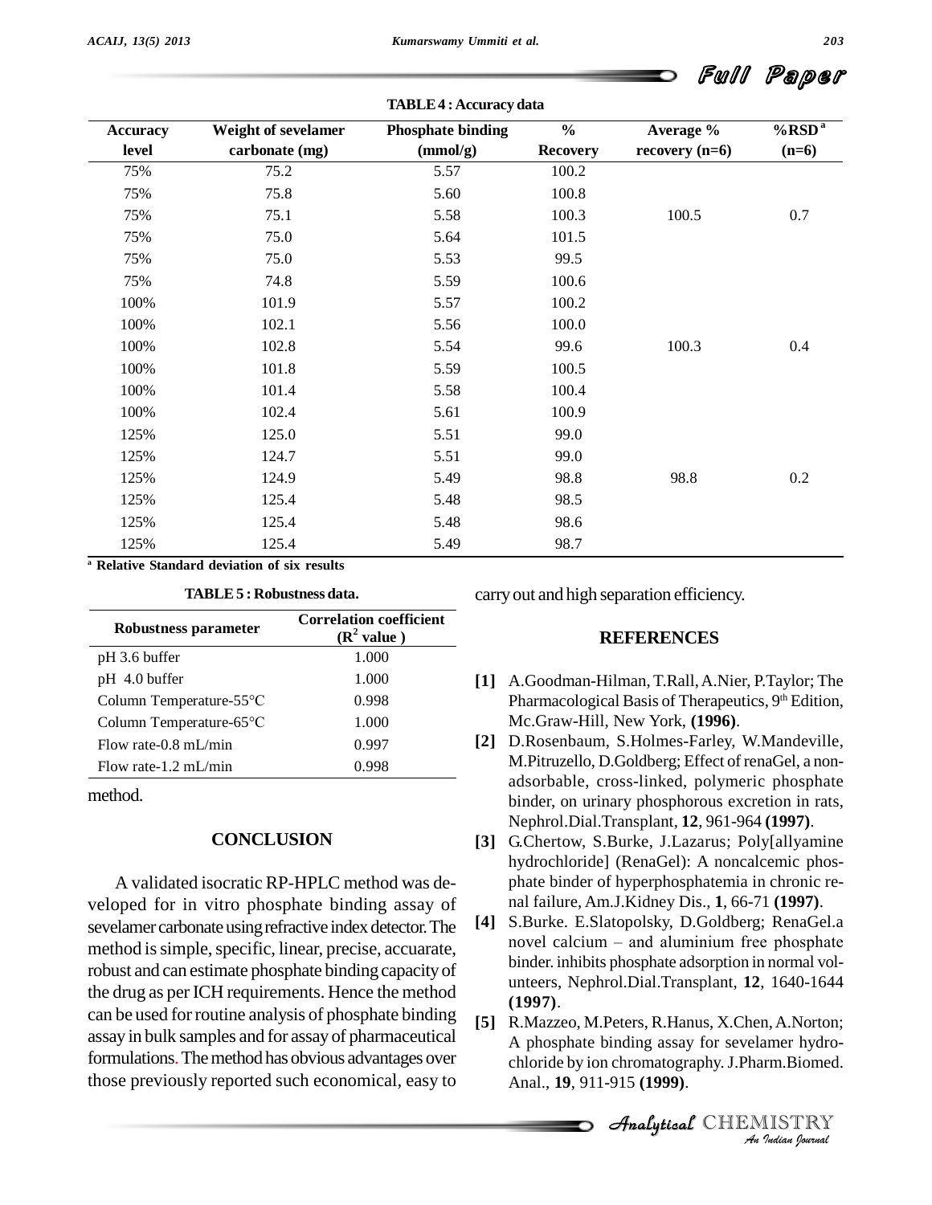**TABLE 4 : Accuracy data**

| Accuracy level | Weight of sevelamer carbonate (mg) | Phosphate binding (mmol/g) | % Recovery | Average % recovery (n=6) | %RSD[a] (n=6) |
|---|---|---|---|---|---|
| 75% | 75.2 | 5.57 | 100.2 | | |
| 75% | 75.8 | 5.60 | 100.8 | | |
| 75% | 75.1 | 5.58 | 100.3 | 100.5 | 0.7 |
| 75% | 75.0 | 5.64 | 101.5 | | |
| 75% | 75.0 | 5.53 | 99.5 | | |
| 75% | 74.8 | 5.59 | 100.6 | | |
| 100% | 101.9 | 5.57 | 100.2 | | |
| 100% | 102.1 | 5.56 | 100.0 | | |
| 100% | 102.8 | 5.54 | 99.6 | 100.3 | 0.4 |
| 100% | 101.8 | 5.59 | 100.5 | | |
| 100% | 101.4 | 5.58 | 100.4 | | |
| 100% | 102.4 | 5.61 | 100.9 | | |
| 125% | 125.0 | 5.51 | 99.0 | | |
| 125% | 124.7 | 5.51 | 99.0 | | |
| 125% | 124.9 | 5.49 | 98.8 | 98.8 | 0.2 |
| 125% | 125.4 | 5.48 | 98.5 | | |
| 125% | 125.4 | 5.48 | 98.6 | | |
| 125% | 125.4 | 5.49 | 98.7 | | |

[a] **Relative Standard deviation of six results**

**TABLE 5 : Robustness data.**

| Robustness parameter | Correlation coefficient ($R^2$ value ) |
|---|---|
| pH 3.6 buffer | 1.000 |
| pH 4.0 buffer | 1.000 |
| Column Temperature-55°C | 0.998 |
| Column Temperature-65°C | 1.000 |
| Flow rate-0.8 mL/min | 0.997 |
| Flow rate-1.2 mL/min | 0.998 |

method.

## CONCLUSION

A validated isocratic RP-HPLC method was developed for in vitro phosphate binding assay of sevelamer carbonate using refractive index detector. The method is simple, specific, linear, precise, accuarate, robust and can estimate phosphate binding capacity of the drug as per ICH requirements. Hence the method can be used for routine analysis of phosphate binding assay in bulk samples and for assay of pharmaceutical formulations. The method has obvious advantages over those previously reported such economical, easy to carry out and high separation efficiency.

## REFERENCES

**[1]** A.Goodman-Hilman, T.Rall, A.Nier, P.Taylor; The Pharmacological Basis of Therapeutics, 9th Edition, Mc.Graw-Hill, New York, **(1996)**.

**[2]** D.Rosenbaum, S.Holmes-Farley, W.Mandeville, M.Pitruzello, D.Goldberg; Effect of renaGel, a non-adsorbable, cross-linked, polymeric phosphate binder, on urinary phosphorous excretion in rats, Nephrol.Dial.Transplant, **12**, 961-964 **(1997)**.

**[3]** G.Chertow, S.Burke, J.Lazarus; Poly[allyamine hydrochloride] (RenaGel): A noncalcemic phosphate binder of hyperphosphatemia in chronic renal failure, Am.J.Kidney Dis., **1**, 66-71 **(1997)**.

**[4]** S.Burke. E.Slatopolsky, D.Goldberg; RenaGel.a novel calcium – and aluminium free phosphate binder. inhibits phosphate adsorption in normal volunteers, Nephrol.Dial.Transplant, **12**, 1640-1644 **(1997)**.

**[5]** R.Mazzeo, M.Peters, R.Hanus, X.Chen, A.Norton; A phosphate binding assay for sevelamer hydrochloride by ion chromatography. J.Pharm.Biomed. Anal., **19**, 911-915 **(1999)**.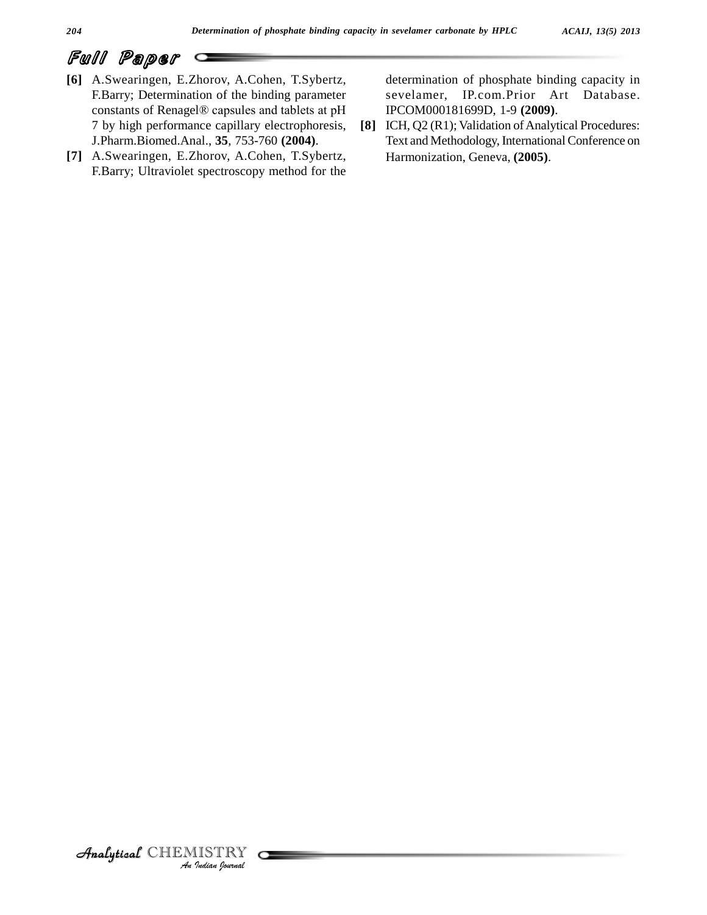[6] A.Swearingen, E.Zhorov, A.Cohen, T.Sybertz, F.Barry; Determination of the binding parameter constants of Renagel® capsules and tablets at pH 7 by high performance capillary electrophoresis, J.Pharm.Biomed.Anal., **35**, 753-760 **(2004)**.

[7] A.Swearingen, E.Zhorov, A.Cohen, T.Sybertz, F.Barry; Ultraviolet spectroscopy method for the determination of phosphate binding capacity in sevelamer, IP.com.Prior Art Database. IPCOM000181699D, 1-9 **(2009)**.

[8] ICH, Q2 (R1); Validation of Analytical Procedures: Text and Methodology, International Conference on Harmonization, Geneva, **(2005)**.